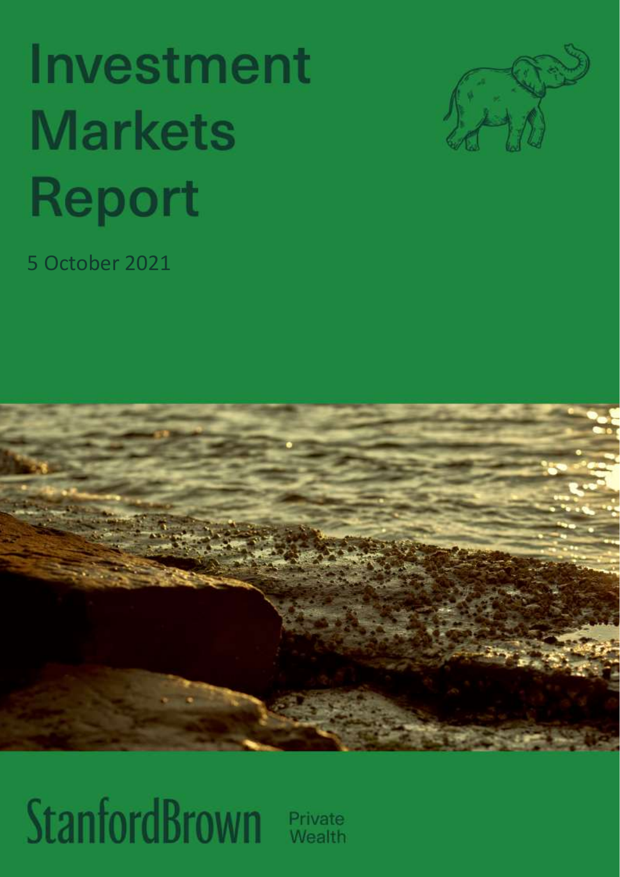# Investment Markets Report

5 October 2021

StanfordBrown Private Wealth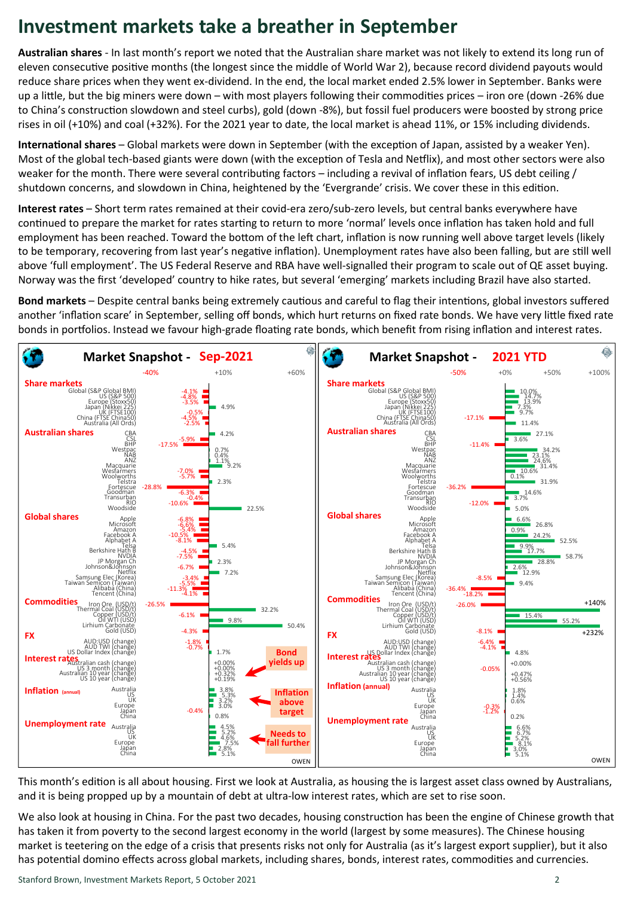# Investment markets take a breather in September

**Australian shares** - In last month's report we noted that the Australian share market was not likely to extend its long run of eleven consecutive positive months (the longest since the middle of World War 2), because record dividend payouts would reduce share prices when they went ex-dividend. In the end, the local market ended 2.5% lower in September. Banks were up a little, but the big miners were down – with most players following their commodities prices – iron ore (down -26% due to China's construction slowdown and steel curbs), gold (down -8%), but fossil fuel producers were boosted by strong price rises in oil (+10%) and coal (+32%). For the 2021 year to date, the local market is ahead 11%, or 15% including dividends.

**International shares** – Global markets were down in September (with the exception of Japan, assisted by a weaker Yen). Most of the global tech-based giants were down (with the exception of Tesla and Netflix), and most other sectors were also weaker for the month. There were several contributing factors – including a revival of inflation fears, US debt ceiling / shutdown concerns, and slowdown in China, heightened by the 'Evergrande' crisis. We cover these in this edition.

**Interest rates** – Short term rates remained at their covid-era zero/sub-zero levels, but central banks everywhere have continued to prepare the market for rates starting to return to more 'normal' levels once inflation has taken hold and full employment has been reached. Toward the bottom of the left chart, inflation is now running well above target levels (likely to be temporary, recovering from last year's negative inflation). Unemployment rates have also been falling, but are still well above 'full employment'. The US Federal Reserve and RBA have well-signalled their program to scale out of QE asset buying. Norway was the first 'developed' country to hike rates, but several 'emerging' markets including Brazil have also started.

**Bond markets** – Despite central banks being extremely cautious and careful to flag their intentions, global investors suffered another 'inflation scare' in September, selling off bonds, which hurt returns on fixed rate bonds. We have very little fixed rate bonds in portfolios. Instead we favour high-grade floating rate bonds, which benefit from rising inflation and interest rates.

## Market Snapshot - Sep-2021 / Market Snapshot - 2021 YTD

| | Sep-2021 | 2021 YTD |
|---|---|---|
| **Share markets** | | |
| Global (S&P Global BMI) | -4.1% | 10.0% |
| US (S&P 500) | -4.8% | 14.7% |
| Europe (Stoxx50) | -3.5% | 13.9% |
| Japan (Nikkei 225) | 4.9% | 7.3% |
| UK (FTSE100) | -0.5% | 9.7% |
| China (FTSE China50) | -4.5% | -17.1% |
| Australia (All Ords) | -2.5% | 11.4% |
| **Australian shares** | | |
| CBA | 4.2% | 27.1% |
| CSL | -5.9% | 3.6% |
| BHP | -17.5% | -11.4% |
| Westpac | 0.7% | 34.2% |
| NAB | 0.4% | 23.1% |
| ANZ | 1.1% | 24.6% |
| Macquarie | 9.2% | 31.4% |
| Wesfarmers | -7.0% | 10.6% |
| Woolworths | -5.7% | 0.1% |
| Telstra | 2.3% | 31.9% |
| Fortescue | -28.8% | -36.2% |
| Goodman | -6.3% | 14.6% |
| Transurban | -0.4% | 3.7% |
| RIO | -10.6% | -12.0% |
| Woodside | 22.5% | 5.0% |
| **Global shares** | | |
| Apple | -6.8% | 6.6% |
| Microsoft | -6.6% | 26.8% |
| Amazon | -5.4% | 0.9% |
| Facebook A | -10.5% | 24.2% |
| Alphabet A | -8.1% | 52.5% |
| Telsa | 5.4% | 9.9% |
| Berkshire Hath B | -4.5% | 17.7% |
| NVIDIA | -7.5% | 58.7% |
| JP Morgan Ch | 2.3% | 28.8% |
| Johnson&Johnson | -6.7% | 2.6% |
| Netflix | 7.2% | 12.9% |
| Samsung Elec (Korea) | -3.4% | -8.5% |
| Taiwan Semicon (Taiwan) | -5.5% | 9.4% |
| Alibaba (China) | -11.3% | -36.4% |
| Tencent (China) | -4.1% | -18.2% |
| **Commodities** | | |
| Iron Ore (USD/t) | -26.5% | -26.0% |
| Thermal Coal (USD/t) | 32.2% | +140% |
| Copper (USD/t) | -6.1% | 15.4% |
| Oil WTI (USD) | 9.8% | 55.2% |
| Lirhium Carbonate | 50.4% | +232% |
| Gold (USD) | -4.3% | -8.1% |
| **FX** | | |
| AUD:USD (change) | -1.8% | -6.4% |
| AUD TWI (change) | -0.7% | -4.1% |
| US Dollar Index (change) | 1.7% | 4.8% |
| **Interest rates** | | |
| Australian cash (change) | +0.00% | +0.00% |
| US 3 month (change) | +0.00% | -0.05% |
| Australian 10 year (change) | +0.32% | +0.47% |
| US 10 year (change) | +0.19% | +0.56% |
| **Inflation (annual)** | | |
| Australia | 3.8% | 1.8% |
| US | 5.3% | 1.4% |
| UK | 3.2% | 0.6% |
| Europe | 3.0% | -0.3% |
| Japan | -0.4% | -1.2% |
| China | 0.8% | 0.2% |
| **Unemployment rate** | | |
| Australia | 4.5% | 6.6% |
| US | 5.2% | 6.7% |
| UK | 4.6% | 5.2% |
| Europe | 7.5% | 8.1% |
| Japan | 2.8% | 3.0% |
| China | 5.1% | 5.1% |

Chart annotations (Sep-2021): Bond yields up; Inflation above target; Needs to fall further

This month's edition is all about housing. First we look at Australia, as housing the is largest asset class owned by Australians, and it is being propped up by a mountain of debt at ultra-low interest rates, which are set to rise soon.

We also look at housing in China. For the past two decades, housing construction has been the engine of Chinese growth that has taken it from poverty to the second largest economy in the world (largest by some measures). The Chinese housing market is teetering on the edge of a crisis that presents risks not only for Australia (as it's largest export supplier), but it also has potential domino effects across global markets, including shares, bonds, interest rates, commodities and currencies.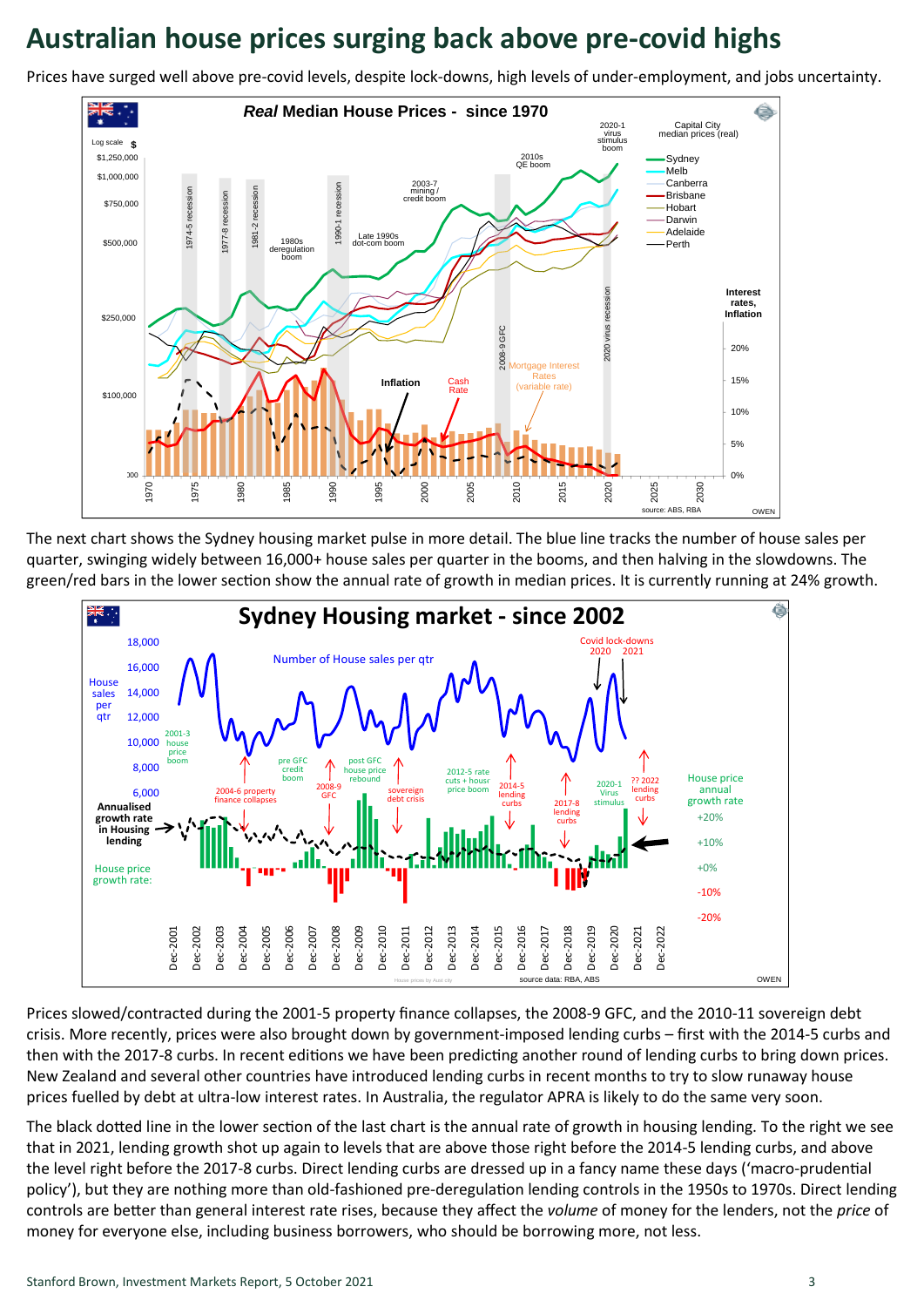# Australian house prices surging back above pre-covid highs

Prices have surged well above pre-covid levels, despite lock-downs, high levels of under-employment, and jobs uncertainty.

The next chart shows the Sydney housing market pulse in more detail. The blue line tracks the number of house sales per quarter, swinging widely between 16,000+ house sales per quarter in the booms, and then halving in the slowdowns. The green/red bars in the lower section show the annual rate of growth in median prices. It is currently running at 24% growth.

Prices slowed/contracted during the 2001-5 property finance collapses, the 2008-9 GFC, and the 2010-11 sovereign debt crisis. More recently, prices were also brought down by government-imposed lending curbs – first with the 2014-5 curbs and then with the 2017-8 curbs. In recent editions we have been predicting another round of lending curbs to bring down prices. New Zealand and several other countries have introduced lending curbs in recent months to try to slow runaway house prices fuelled by debt at ultra-low interest rates. In Australia, the regulator APRA is likely to do the same very soon.

The black dotted line in the lower section of the last chart is the annual rate of growth in housing lending. To the right we see that in 2021, lending growth shot up again to levels that are above those right before the 2014-5 lending curbs, and above the level right before the 2017-8 curbs. Direct lending curbs are dressed up in a fancy name these days ('macro-prudential policy'), but they are nothing more than old-fashioned pre-deregulation lending controls in the 1950s to 1970s. Direct lending controls are better than general interest rate rises, because they affect the *volume* of money for the lenders, not the *price* of money for everyone else, including business borrowers, who should be borrowing more, not less.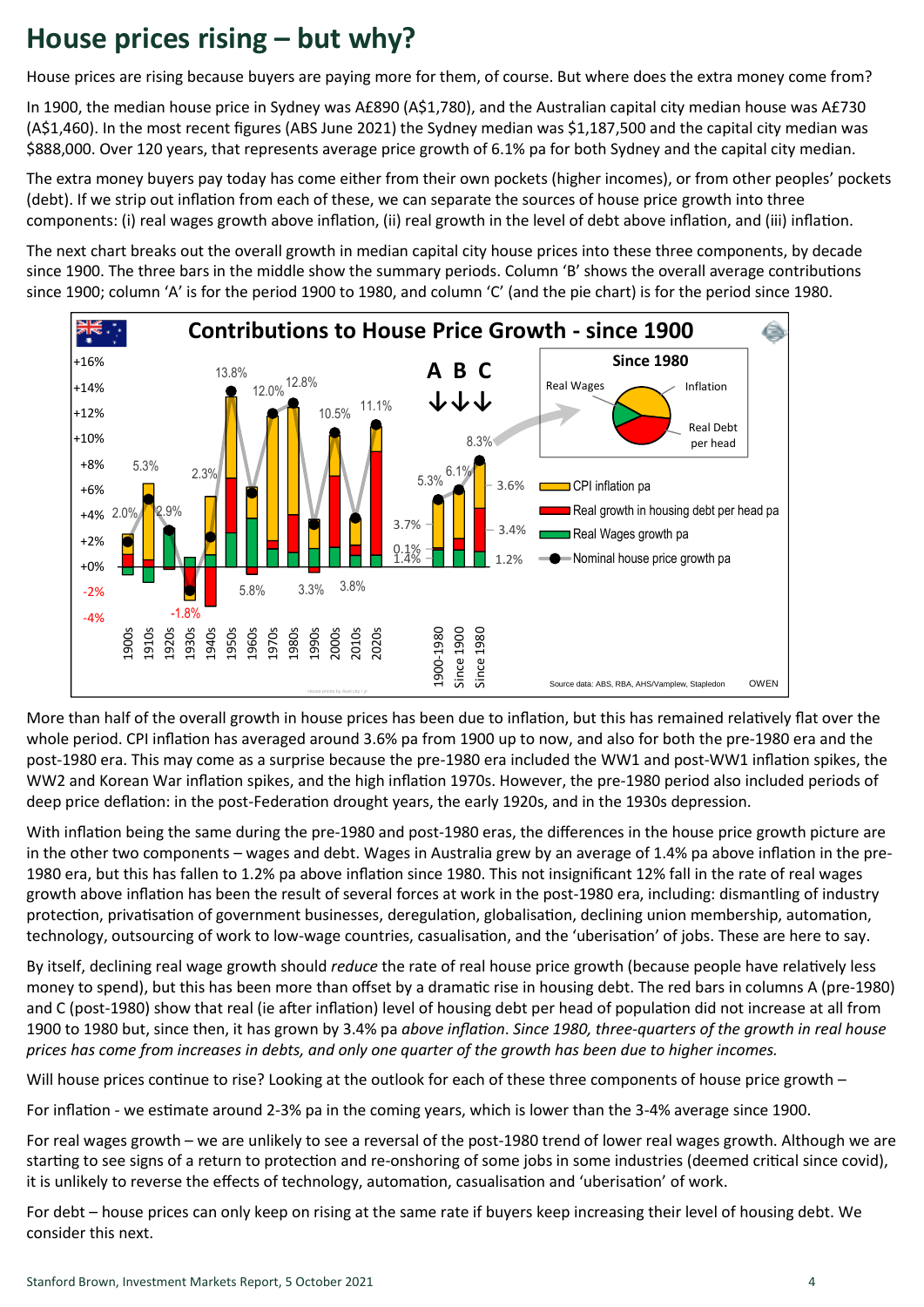# House prices rising – but why?

House prices are rising because buyers are paying more for them, of course. But where does the extra money come from?

In 1900, the median house price in Sydney was A£890 (A$1,780), and the Australian capital city median house was A£730 (A$1,460). In the most recent figures (ABS June 2021) the Sydney median was $1,187,500 and the capital city median was $888,000. Over 120 years, that represents average price growth of 6.1% pa for both Sydney and the capital city median.

The extra money buyers pay today has come either from their own pockets (higher incomes), or from other peoples' pockets (debt). If we strip out inflation from each of these, we can separate the sources of house price growth into three components: (i) real wages growth above inflation, (ii) real growth in the level of debt above inflation, and (iii) inflation.

The next chart breaks out the overall growth in median capital city house prices into these three components, by decade since 1900. The three bars in the middle show the summary periods. Column 'B' shows the overall average contributions since 1900; column 'A' is for the period 1900 to 1980, and column 'C' (and the pie chart) is for the period since 1980.

More than half of the overall growth in house prices has been due to inflation, but this has remained relatively flat over the whole period. CPI inflation has averaged around 3.6% pa from 1900 up to now, and also for both the pre-1980 era and the post-1980 era. This may come as a surprise because the pre-1980 era included the WW1 and post-WW1 inflation spikes, the WW2 and Korean War inflation spikes, and the high inflation 1970s. However, the pre-1980 period also included periods of deep price deflation: in the post-Federation drought years, the early 1920s, and in the 1930s depression.

With inflation being the same during the pre-1980 and post-1980 eras, the differences in the house price growth picture are in the other two components – wages and debt. Wages in Australia grew by an average of 1.4% pa above inflation in the pre-1980 era, but this has fallen to 1.2% pa above inflation since 1980. This not insignificant 12% fall in the rate of real wages growth above inflation has been the result of several forces at work in the post-1980 era, including: dismantling of industry protection, privatisation of government businesses, deregulation, globalisation, declining union membership, automation, technology, outsourcing of work to low-wage countries, casualisation, and the 'uberisation' of jobs. These are here to say.

By itself, declining real wage growth should *reduce* the rate of real house price growth (because people have relatively less money to spend), but this has been more than offset by a dramatic rise in housing debt. The red bars in columns A (pre-1980) and C (post-1980) show that real (ie after inflation) level of housing debt per head of population did not increase at all from 1900 to 1980 but, since then, it has grown by 3.4% pa *above inflation*. *Since 1980, three-quarters of the growth in real house prices has come from increases in debts, and only one quarter of the growth has been due to higher incomes.*

Will house prices continue to rise? Looking at the outlook for each of these three components of house price growth –

For inflation - we estimate around 2-3% pa in the coming years, which is lower than the 3-4% average since 1900.

For real wages growth – we are unlikely to see a reversal of the post-1980 trend of lower real wages growth. Although we are starting to see signs of a return to protection and re-onshoring of some jobs in some industries (deemed critical since covid), it is unlikely to reverse the effects of technology, automation, casualisation and 'uberisation' of work.

For debt – house prices can only keep on rising at the same rate if buyers keep increasing their level of housing debt. We consider this next.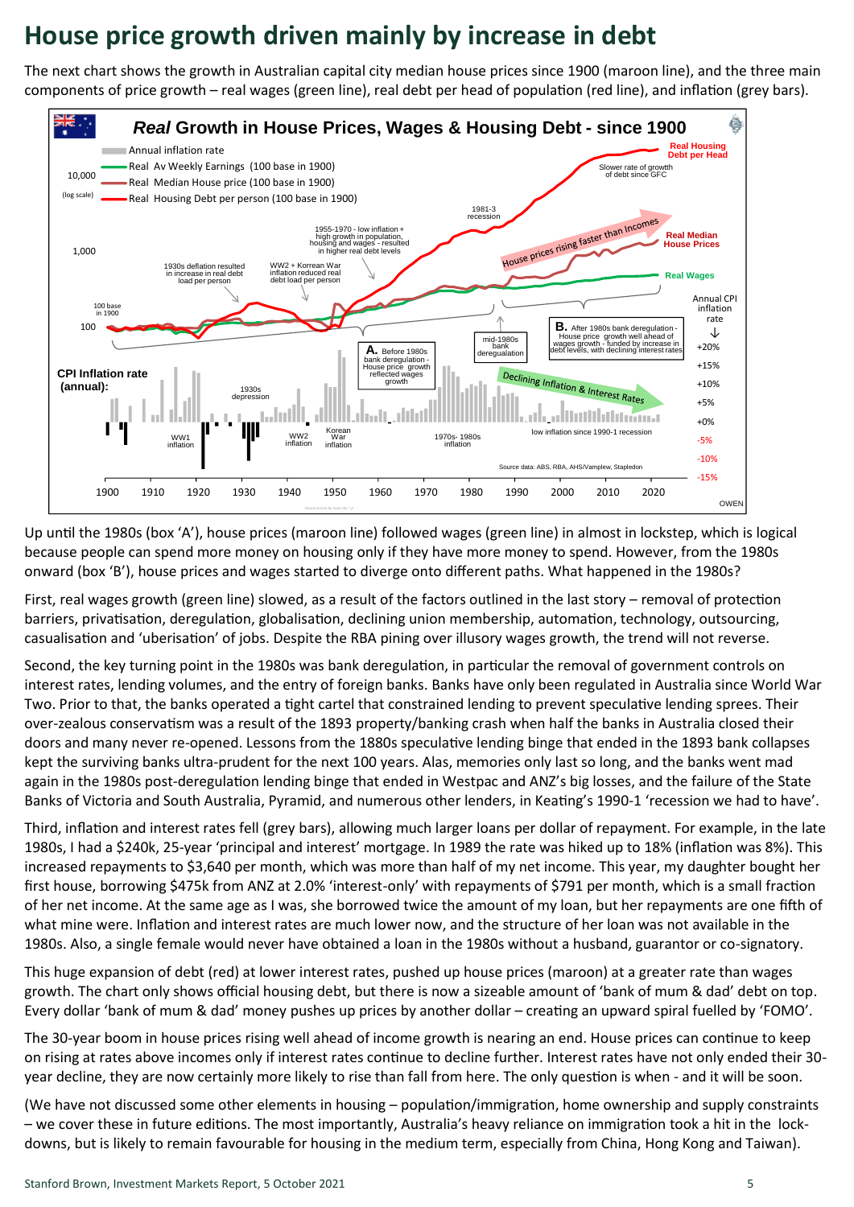# House price growth driven mainly by increase in debt

The next chart shows the growth in Australian capital city median house prices since 1900 (maroon line), and the three main components of price growth – real wages (green line), real debt per head of population (red line), and inflation (grey bars).

Up until the 1980s (box 'A'), house prices (maroon line) followed wages (green line) in almost in lockstep, which is logical because people can spend more money on housing only if they have more money to spend. However, from the 1980s onward (box 'B'), house prices and wages started to diverge onto different paths. What happened in the 1980s?

First, real wages growth (green line) slowed, as a result of the factors outlined in the last story – removal of protection barriers, privatisation, deregulation, globalisation, declining union membership, automation, technology, outsourcing, casualisation and 'uberisation' of jobs. Despite the RBA pining over illusory wages growth, the trend will not reverse.

Second, the key turning point in the 1980s was bank deregulation, in particular the removal of government controls on interest rates, lending volumes, and the entry of foreign banks. Banks have only been regulated in Australia since World War Two. Prior to that, the banks operated a tight cartel that constrained lending to prevent speculative lending sprees. Their over-zealous conservatism was a result of the 1893 property/banking crash when half the banks in Australia closed their doors and many never re-opened. Lessons from the 1880s speculative lending binge that ended in the 1893 bank collapses kept the surviving banks ultra-prudent for the next 100 years. Alas, memories only last so long, and the banks went mad again in the 1980s post-deregulation lending binge that ended in Westpac and ANZ's big losses, and the failure of the State Banks of Victoria and South Australia, Pyramid, and numerous other lenders, in Keating's 1990-1 'recession we had to have'.

Third, inflation and interest rates fell (grey bars), allowing much larger loans per dollar of repayment. For example, in the late 1980s, I had a $240k, 25-year 'principal and interest' mortgage. In 1989 the rate was hiked up to 18% (inflation was 8%). This increased repayments to $3,640 per month, which was more than half of my net income. This year, my daughter bought her first house, borrowing $475k from ANZ at 2.0% 'interest-only' with repayments of $791 per month, which is a small fraction of her net income. At the same age as I was, she borrowed twice the amount of my loan, but her repayments are one fifth of what mine were. Inflation and interest rates are much lower now, and the structure of her loan was not available in the 1980s. Also, a single female would never have obtained a loan in the 1980s without a husband, guarantor or co-signatory.

This huge expansion of debt (red) at lower interest rates, pushed up house prices (maroon) at a greater rate than wages growth. The chart only shows official housing debt, but there is now a sizeable amount of 'bank of mum & dad' debt on top. Every dollar 'bank of mum & dad' money pushes up prices by another dollar – creating an upward spiral fuelled by 'FOMO'.

The 30-year boom in house prices rising well ahead of income growth is nearing an end. House prices can continue to keep on rising at rates above incomes only if interest rates continue to decline further. Interest rates have not only ended their 30-year decline, they are now certainly more likely to rise than fall from here. The only question is when - and it will be soon.

(We have not discussed some other elements in housing – population/immigration, home ownership and supply constraints – we cover these in future editions. The most importantly, Australia's heavy reliance on immigration took a hit in the lock-downs, but is likely to remain favourable for housing in the medium term, especially from China, Hong Kong and Taiwan).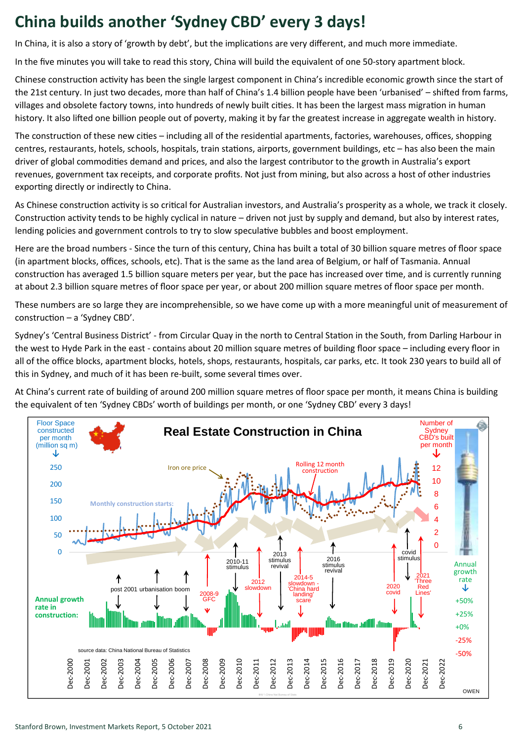# China builds another 'Sydney CBD' every 3 days!

In China, it is also a story of 'growth by debt', but the implications are very different, and much more immediate.

In the five minutes you will take to read this story, China will build the equivalent of one 50-story apartment block.

Chinese construction activity has been the single largest component in China's incredible economic growth since the start of the 21st century. In just two decades, more than half of China's 1.4 billion people have been 'urbanised' – shifted from farms, villages and obsolete factory towns, into hundreds of newly built cities. It has been the largest mass migration in human history. It also lifted one billion people out of poverty, making it by far the greatest increase in aggregate wealth in history.

The construction of these new cities – including all of the residential apartments, factories, warehouses, offices, shopping centres, restaurants, hotels, schools, hospitals, train stations, airports, government buildings, etc – has also been the main driver of global commodities demand and prices, and also the largest contributor to the growth in Australia's export revenues, government tax receipts, and corporate profits. Not just from mining, but also across a host of other industries exporting directly or indirectly to China.

As Chinese construction activity is so critical for Australian investors, and Australia's prosperity as a whole, we track it closely. Construction activity tends to be highly cyclical in nature – driven not just by supply and demand, but also by interest rates, lending policies and government controls to try to slow speculative bubbles and boost employment.

Here are the broad numbers - Since the turn of this century, China has built a total of 30 billion square metres of floor space (in apartment blocks, offices, schools, etc). That is the same as the land area of Belgium, or half of Tasmania. Annual construction has averaged 1.5 billion square meters per year, but the pace has increased over time, and is currently running at about 2.3 billion square metres of floor space per year, or about 200 million square metres of floor space per month.

These numbers are so large they are incomprehensible, so we have come up with a more meaningful unit of measurement of construction – a 'Sydney CBD'.

Sydney's 'Central Business District' - from Circular Quay in the north to Central Station in the South, from Darling Harbour in the west to Hyde Park in the east - contains about 20 million square metres of building floor space – including every floor in all of the office blocks, apartment blocks, hotels, shops, restaurants, hospitals, car parks, etc. It took 230 years to build all of this in Sydney, and much of it has been re-built, some several times over.

At China's current rate of building of around 200 million square metres of floor space per month, it means China is building the equivalent of ten 'Sydney CBDs' worth of buildings per month, or one 'Sydney CBD' every 3 days!

**Real Estate Construction in China**

Floor Space constructed per month (million sq m): 250, 200, 150, 100, 50, 0

Number of Sydney CBD's built per month: 12, 10, 8, 6, 4, 2, 0

Iron ore price · Rolling 12 month construction · Monthly construction starts:

post 2001 urbanisation boom · 2008-9 GFC · 2010-11 stimulus · 2012 slowdown · 2013 stimulus revival · 2014-5 slowdown - 'China hard landing' scare · 2016 stimulus revival · 2020 covid · covid stimulus · 2021 'Three Red Lines'

Annual growth rate in construction: Annual growth rate +50%, +25%, +0%, -25%, -50%

Dec-2000, Dec-2001, Dec-2002, Dec-2003, Dec-2004, Dec-2005, Dec-2006, Dec-2007, Dec-2008, Dec-2009, Dec-2010, Dec-2011, Dec-2012, Dec-2013, Dec-2014, Dec-2015, Dec-2016, Dec-2017, Dec-2018, Dec-2019, Dec-2020, Dec-2021, Dec-2022

source data: China National Bureau of Statistics

OWEN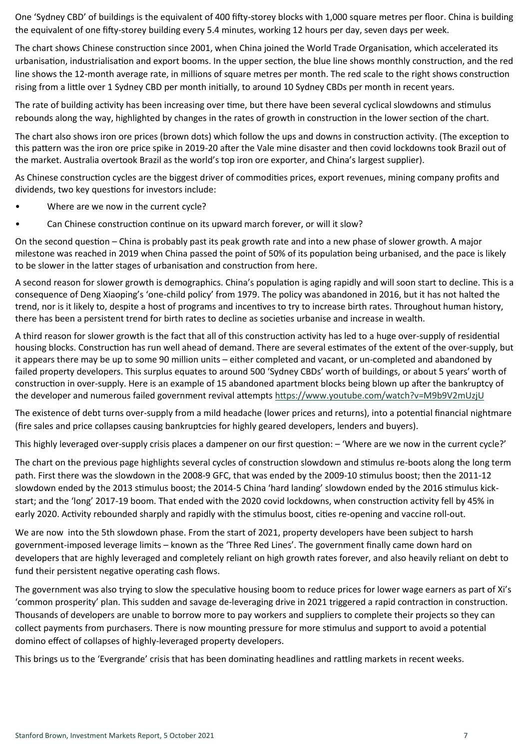One 'Sydney CBD' of buildings is the equivalent of 400 fifty-storey blocks with 1,000 square metres per floor. China is building the equivalent of one fifty-storey building every 5.4 minutes, working 12 hours per day, seven days per week.

The chart shows Chinese construction since 2001, when China joined the World Trade Organisation, which accelerated its urbanisation, industrialisation and export booms. In the upper section, the blue line shows monthly construction, and the red line shows the 12-month average rate, in millions of square metres per month. The red scale to the right shows construction rising from a little over 1 Sydney CBD per month initially, to around 10 Sydney CBDs per month in recent years.

The rate of building activity has been increasing over time, but there have been several cyclical slowdowns and stimulus rebounds along the way, highlighted by changes in the rates of growth in construction in the lower section of the chart.

The chart also shows iron ore prices (brown dots) which follow the ups and downs in construction activity. (The exception to this pattern was the iron ore price spike in 2019-20 after the Vale mine disaster and then covid lockdowns took Brazil out of the market. Australia overtook Brazil as the world's top iron ore exporter, and China's largest supplier).

As Chinese construction cycles are the biggest driver of commodities prices, export revenues, mining company profits and dividends, two key questions for investors include:

- Where are we now in the current cycle?
- Can Chinese construction continue on its upward march forever, or will it slow?

On the second question – China is probably past its peak growth rate and into a new phase of slower growth. A major milestone was reached in 2019 when China passed the point of 50% of its population being urbanised, and the pace is likely to be slower in the latter stages of urbanisation and construction from here.

A second reason for slower growth is demographics. China's population is aging rapidly and will soon start to decline. This is a consequence of Deng Xiaoping's 'one-child policy' from 1979. The policy was abandoned in 2016, but it has not halted the trend, nor is it likely to, despite a host of programs and incentives to try to increase birth rates. Throughout human history, there has been a persistent trend for birth rates to decline as societies urbanise and increase in wealth.

A third reason for slower growth is the fact that all of this construction activity has led to a huge over-supply of residential housing blocks. Construction has run well ahead of demand. There are several estimates of the extent of the over-supply, but it appears there may be up to some 90 million units – either completed and vacant, or un-completed and abandoned by failed property developers. This surplus equates to around 500 'Sydney CBDs' worth of buildings, or about 5 years' worth of construction in over-supply. Here is an example of 15 abandoned apartment blocks being blown up after the bankruptcy of the developer and numerous failed government revival attempts https://www.youtube.com/watch?v=M9b9V2mUzjU

The existence of debt turns over-supply from a mild headache (lower prices and returns), into a potential financial nightmare (fire sales and price collapses causing bankruptcies for highly geared developers, lenders and buyers).

This highly leveraged over-supply crisis places a dampener on our first question: – 'Where are we now in the current cycle?'

The chart on the previous page highlights several cycles of construction slowdown and stimulus re-boots along the long term path. First there was the slowdown in the 2008-9 GFC, that was ended by the 2009-10 stimulus boost; then the 2011-12 slowdown ended by the 2013 stimulus boost; the 2014-5 China 'hard landing' slowdown ended by the 2016 stimulus kick-start; and the 'long' 2017-19 boom. That ended with the 2020 covid lockdowns, when construction activity fell by 45% in early 2020. Activity rebounded sharply and rapidly with the stimulus boost, cities re-opening and vaccine roll-out.

We are now into the 5th slowdown phase. From the start of 2021, property developers have been subject to harsh government-imposed leverage limits – known as the 'Three Red Lines'. The government finally came down hard on developers that are highly leveraged and completely reliant on high growth rates forever, and also heavily reliant on debt to fund their persistent negative operating cash flows.

The government was also trying to slow the speculative housing boom to reduce prices for lower wage earners as part of Xi's 'common prosperity' plan. This sudden and savage de-leveraging drive in 2021 triggered a rapid contraction in construction. Thousands of developers are unable to borrow more to pay workers and suppliers to complete their projects so they can collect payments from purchasers. There is now mounting pressure for more stimulus and support to avoid a potential domino effect of collapses of highly-leveraged property developers.

This brings us to the 'Evergrande' crisis that has been dominating headlines and rattling markets in recent weeks.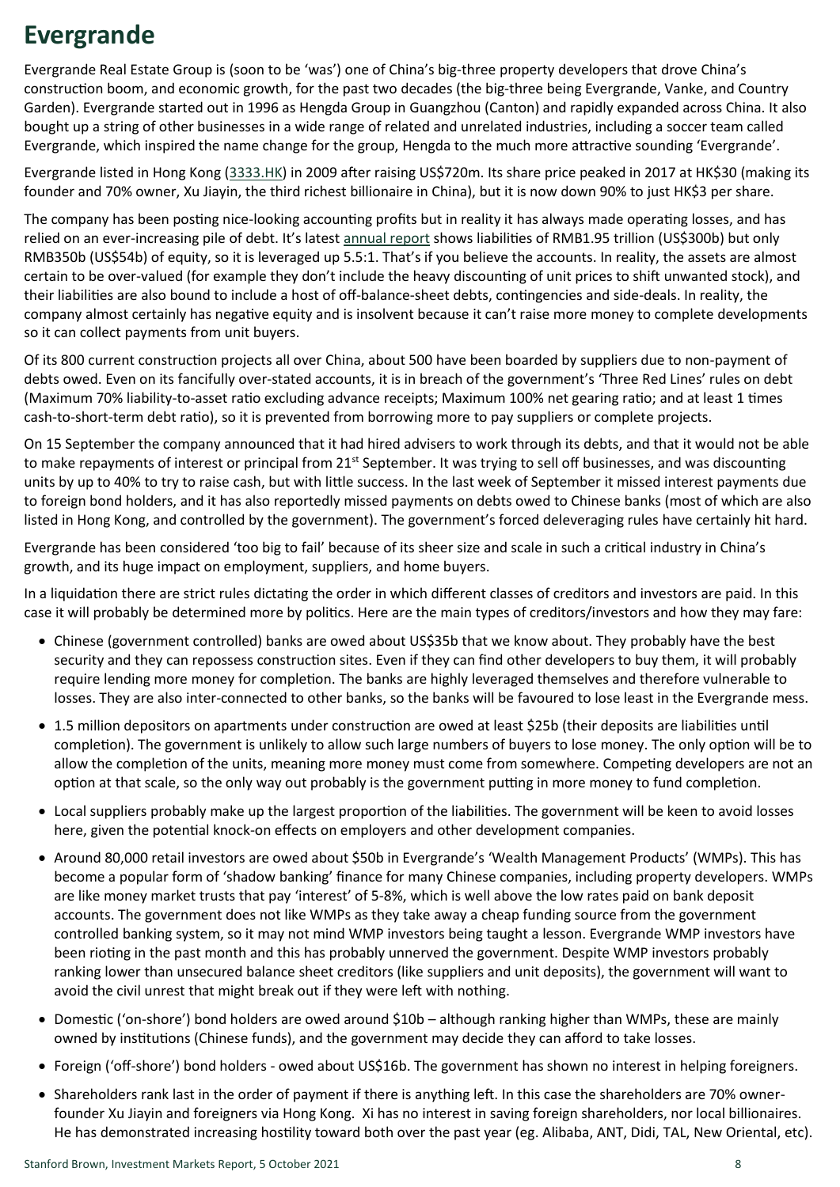# Evergrande

Evergrande Real Estate Group is (soon to be 'was') one of China's big-three property developers that drove China's construction boom, and economic growth, for the past two decades (the big-three being Evergrande, Vanke, and Country Garden). Evergrande started out in 1996 as Hengda Group in Guangzhou (Canton) and rapidly expanded across China. It also bought up a string of other businesses in a wide range of related and unrelated industries, including a soccer team called Evergrande, which inspired the name change for the group, Hengda to the much more attractive sounding 'Evergrande'.

Evergrande listed in Hong Kong (3333.HK) in 2009 after raising US$720m. Its share price peaked in 2017 at HK$30 (making its founder and 70% owner, Xu Jiayin, the third richest billionaire in China), but it is now down 90% to just HK$3 per share.

The company has been posting nice-looking accounting profits but in reality it has always made operating losses, and has relied on an ever-increasing pile of debt. It's latest annual report shows liabilities of RMB1.95 trillion (US$300b) but only RMB350b (US$54b) of equity, so it is leveraged up 5.5:1. That's if you believe the accounts. In reality, the assets are almost certain to be over-valued (for example they don't include the heavy discounting of unit prices to shift unwanted stock), and their liabilities are also bound to include a host of off-balance-sheet debts, contingencies and side-deals. In reality, the company almost certainly has negative equity and is insolvent because it can't raise more money to complete developments so it can collect payments from unit buyers.

Of its 800 current construction projects all over China, about 500 have been boarded by suppliers due to non-payment of debts owed. Even on its fancifully over-stated accounts, it is in breach of the government's 'Three Red Lines' rules on debt (Maximum 70% liability-to-asset ratio excluding advance receipts; Maximum 100% net gearing ratio; and at least 1 times cash-to-short-term debt ratio), so it is prevented from borrowing more to pay suppliers or complete projects.

On 15 September the company announced that it had hired advisers to work through its debts, and that it would not be able to make repayments of interest or principal from 21st September. It was trying to sell off businesses, and was discounting units by up to 40% to try to raise cash, but with little success. In the last week of September it missed interest payments due to foreign bond holders, and it has also reportedly missed payments on debts owed to Chinese banks (most of which are also listed in Hong Kong, and controlled by the government). The government's forced deleveraging rules have certainly hit hard.

Evergrande has been considered 'too big to fail' because of its sheer size and scale in such a critical industry in China's growth, and its huge impact on employment, suppliers, and home buyers.

In a liquidation there are strict rules dictating the order in which different classes of creditors and investors are paid. In this case it will probably be determined more by politics. Here are the main types of creditors/investors and how they may fare:

- Chinese (government controlled) banks are owed about US$35b that we know about. They probably have the best security and they can repossess construction sites. Even if they can find other developers to buy them, it will probably require lending more money for completion. The banks are highly leveraged themselves and therefore vulnerable to losses. They are also inter-connected to other banks, so the banks will be favoured to lose least in the Evergrande mess.
- 1.5 million depositors on apartments under construction are owed at least $25b (their deposits are liabilities until completion). The government is unlikely to allow such large numbers of buyers to lose money. The only option will be to allow the completion of the units, meaning more money must come from somewhere. Competing developers are not an option at that scale, so the only way out probably is the government putting in more money to fund completion.
- Local suppliers probably make up the largest proportion of the liabilities. The government will be keen to avoid losses here, given the potential knock-on effects on employers and other development companies.
- Around 80,000 retail investors are owed about $50b in Evergrande's 'Wealth Management Products' (WMPs). This has become a popular form of 'shadow banking' finance for many Chinese companies, including property developers. WMPs are like money market trusts that pay 'interest' of 5-8%, which is well above the low rates paid on bank deposit accounts. The government does not like WMPs as they take away a cheap funding source from the government controlled banking system, so it may not mind WMP investors being taught a lesson. Evergrande WMP investors have been rioting in the past month and this has probably unnerved the government. Despite WMP investors probably ranking lower than unsecured balance sheet creditors (like suppliers and unit deposits), the government will want to avoid the civil unrest that might break out if they were left with nothing.
- Domestic ('on-shore') bond holders are owed around $10b – although ranking higher than WMPs, these are mainly owned by institutions (Chinese funds), and the government may decide they can afford to take losses.
- Foreign ('off-shore') bond holders - owed about US$16b. The government has shown no interest in helping foreigners.
- Shareholders rank last in the order of payment if there is anything left. In this case the shareholders are 70% owner-founder Xu Jiayin and foreigners via Hong Kong. Xi has no interest in saving foreign shareholders, nor local billionaires. He has demonstrated increasing hostility toward both over the past year (eg. Alibaba, ANT, Didi, TAL, New Oriental, etc).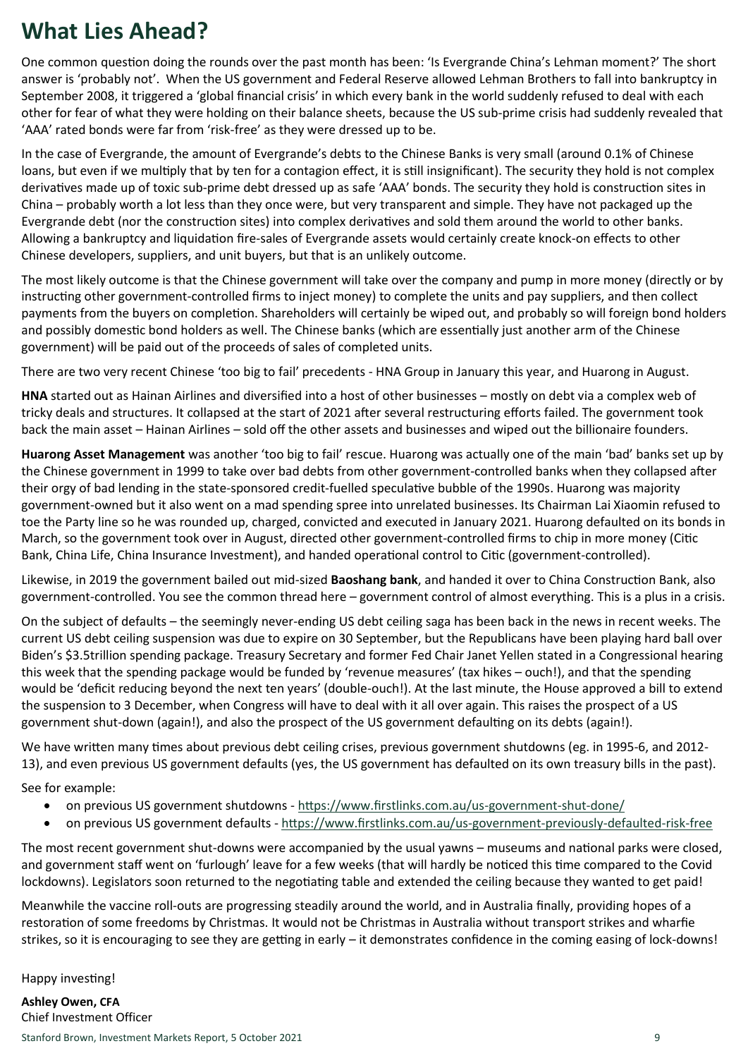# What Lies Ahead?

One common question doing the rounds over the past month has been: 'Is Evergrande China's Lehman moment?' The short answer is 'probably not'. When the US government and Federal Reserve allowed Lehman Brothers to fall into bankruptcy in September 2008, it triggered a 'global financial crisis' in which every bank in the world suddenly refused to deal with each other for fear of what they were holding on their balance sheets, because the US sub-prime crisis had suddenly revealed that 'AAA' rated bonds were far from 'risk-free' as they were dressed up to be.

In the case of Evergrande, the amount of Evergrande's debts to the Chinese Banks is very small (around 0.1% of Chinese loans, but even if we multiply that by ten for a contagion effect, it is still insignificant). The security they hold is not complex derivatives made up of toxic sub-prime debt dressed up as safe 'AAA' bonds. The security they hold is construction sites in China – probably worth a lot less than they once were, but very transparent and simple. They have not packaged up the Evergrande debt (nor the construction sites) into complex derivatives and sold them around the world to other banks. Allowing a bankruptcy and liquidation fire-sales of Evergrande assets would certainly create knock-on effects to other Chinese developers, suppliers, and unit buyers, but that is an unlikely outcome.

The most likely outcome is that the Chinese government will take over the company and pump in more money (directly or by instructing other government-controlled firms to inject money) to complete the units and pay suppliers, and then collect payments from the buyers on completion. Shareholders will certainly be wiped out, and probably so will foreign bond holders and possibly domestic bond holders as well. The Chinese banks (which are essentially just another arm of the Chinese government) will be paid out of the proceeds of sales of completed units.

There are two very recent Chinese 'too big to fail' precedents - HNA Group in January this year, and Huarong in August.

**HNA** started out as Hainan Airlines and diversified into a host of other businesses – mostly on debt via a complex web of tricky deals and structures. It collapsed at the start of 2021 after several restructuring efforts failed. The government took back the main asset – Hainan Airlines – sold off the other assets and businesses and wiped out the billionaire founders.

**Huarong Asset Management** was another 'too big to fail' rescue. Huarong was actually one of the main 'bad' banks set up by the Chinese government in 1999 to take over bad debts from other government-controlled banks when they collapsed after their orgy of bad lending in the state-sponsored credit-fuelled speculative bubble of the 1990s. Huarong was majority government-owned but it also went on a mad spending spree into unrelated businesses. Its Chairman Lai Xiaomin refused to toe the Party line so he was rounded up, charged, convicted and executed in January 2021. Huarong defaulted on its bonds in March, so the government took over in August, directed other government-controlled firms to chip in more money (Citic Bank, China Life, China Insurance Investment), and handed operational control to Citic (government-controlled).

Likewise, in 2019 the government bailed out mid-sized **Baoshang bank**, and handed it over to China Construction Bank, also government-controlled. You see the common thread here – government control of almost everything. This is a plus in a crisis.

On the subject of defaults – the seemingly never-ending US debt ceiling saga has been back in the news in recent weeks. The current US debt ceiling suspension was due to expire on 30 September, but the Republicans have been playing hard ball over Biden's $3.5trillion spending package. Treasury Secretary and former Fed Chair Janet Yellen stated in a Congressional hearing this week that the spending package would be funded by 'revenue measures' (tax hikes – ouch!), and that the spending would be 'deficit reducing beyond the next ten years' (double-ouch!). At the last minute, the House approved a bill to extend the suspension to 3 December, when Congress will have to deal with it all over again. This raises the prospect of a US government shut-down (again!), and also the prospect of the US government defaulting on its debts (again!).

We have written many times about previous debt ceiling crises, previous government shutdowns (eg. in 1995-6, and 2012-13), and even previous US government defaults (yes, the US government has defaulted on its own treasury bills in the past).

See for example:

- on previous US government shutdowns - https://www.firstlinks.com.au/us-government-shut-done/
- on previous US government defaults - https://www.firstlinks.com.au/us-government-previously-defaulted-risk-free

The most recent government shut-downs were accompanied by the usual yawns – museums and national parks were closed, and government staff went on 'furlough' leave for a few weeks (that will hardly be noticed this time compared to the Covid lockdowns). Legislators soon returned to the negotiating table and extended the ceiling because they wanted to get paid!

Meanwhile the vaccine roll-outs are progressing steadily around the world, and in Australia finally, providing hopes of a restoration of some freedoms by Christmas. It would not be Christmas in Australia without transport strikes and wharfie strikes, so it is encouraging to see they are getting in early – it demonstrates confidence in the coming easing of lock-downs!

Happy investing!

**Ashley Owen, CFA**
Chief Investment Officer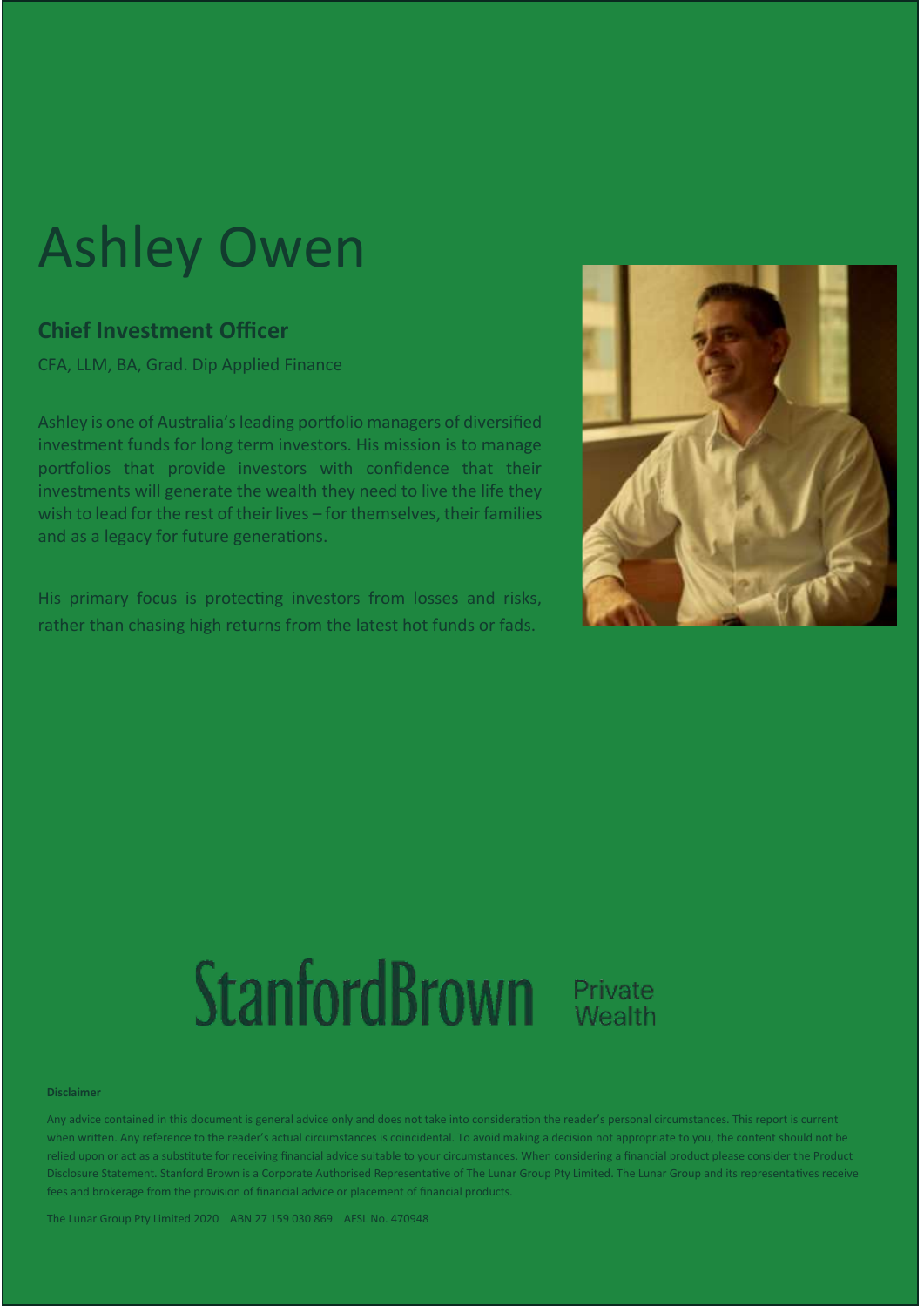# Ashley Owen

## Chief Investment Officer

CFA, LLM, BA, Grad. Dip Applied Finance

Ashley is one of Australia's leading portfolio managers of diversified investment funds for long term investors. His mission is to manage portfolios that provide investors with confidence that their investments will generate the wealth they need to live the life they wish to lead for the rest of their lives – for themselves, their families and as a legacy for future generations.

His primary focus is protecting investors from losses and risks, rather than chasing high returns from the latest hot funds or fads.

StanfordBrown Private Wealth

**Disclaimer**

Any advice contained in this document is general advice only and does not take into consideration the reader's personal circumstances. This report is current when written. Any reference to the reader's actual circumstances is coincidental. To avoid making a decision not appropriate to you, the content should not be relied upon or act as a substitute for receiving financial advice suitable to your circumstances. When considering a financial product please consider the Product Disclosure Statement. Stanford Brown is a Corporate Authorised Representative of The Lunar Group Pty Limited. The Lunar Group and its representatives receive fees and brokerage from the provision of financial advice or placement of financial products.

The Lunar Group Pty Limited 2020 ABN 27 159 030 869 AFSL No. 470948